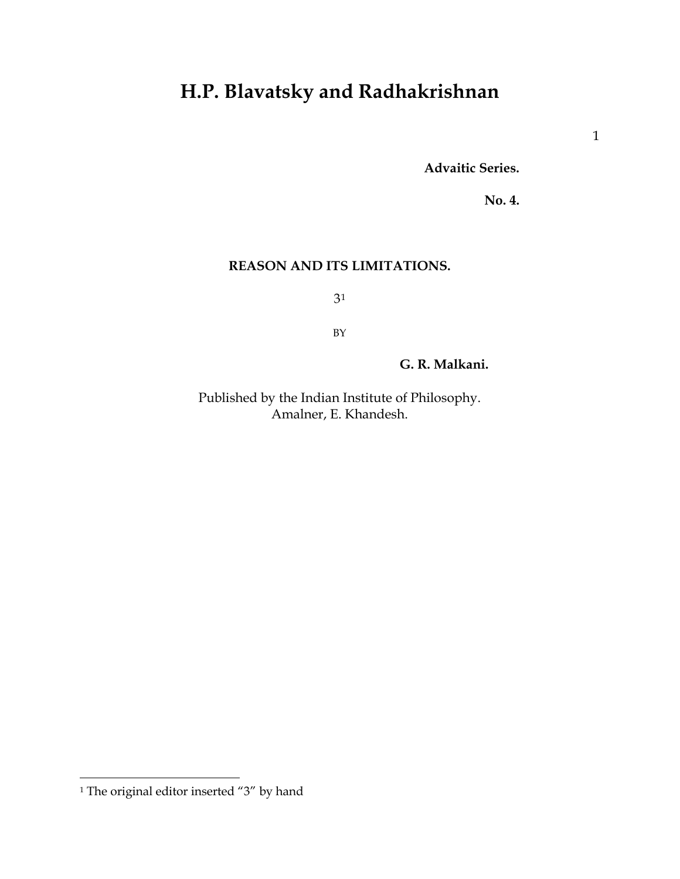# H.P. Blavatsky and Radhakrishnan

**Advaitic Series.**

**No. 4.**

**REASON AND ITS LIMITATIONS.**

3[1]

BY

**G. R. Malkani.**

Published by the Indian Institute of Philosophy.
Amalner, E. Khandesh.

[1] The original editor inserted "3" by hand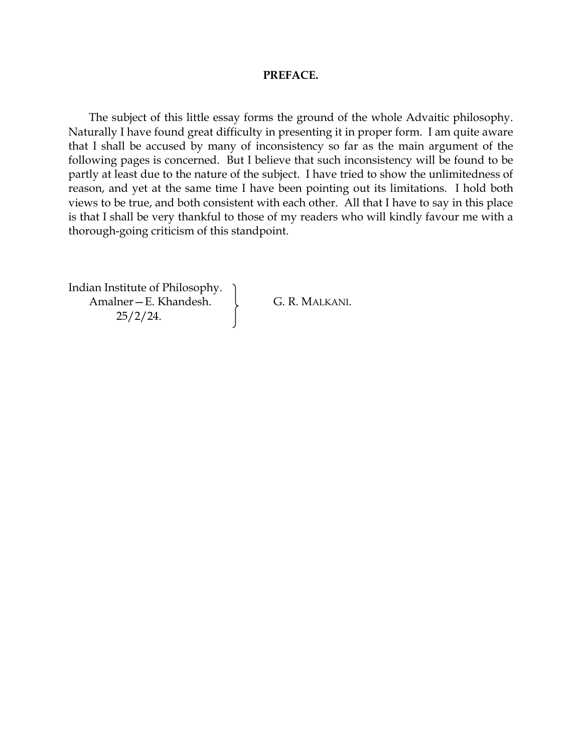## PREFACE.

The subject of this little essay forms the ground of the whole Advaitic philosophy. Naturally I have found great difficulty in presenting it in proper form. I am quite aware that I shall be accused by many of inconsistency so far as the main argument of the following pages is concerned. But I believe that such inconsistency will be found to be partly at least due to the nature of the subject. I have tried to show the unlimitedness of reason, and yet at the same time I have been pointing out its limitations. I hold both views to be true, and both consistent with each other. All that I have to say in this place is that I shall be very thankful to those of my readers who will kindly favour me with a thorough-going criticism of this standpoint.

Indian Institute of Philosophy.
Amalner—E. Khandesh.
25/2/24.

G. R. MALKANI.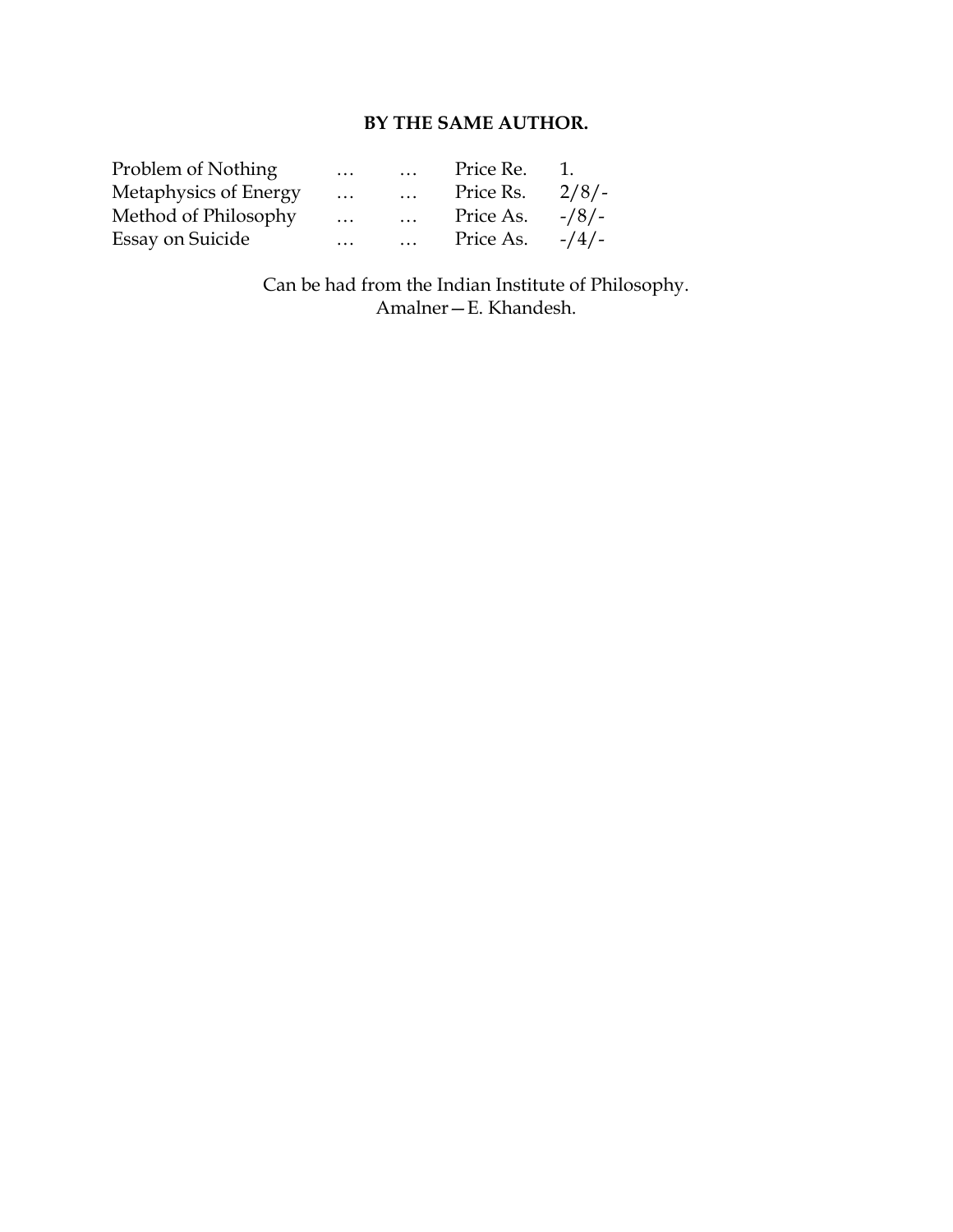**BY THE SAME AUTHOR.**

| | | | | |
|---|---|---|---|---|
| Problem of Nothing | … | … | Price Re. | 1. |
| Metaphysics of Energy | … | … | Price Rs. | 2/8/- |
| Method of Philosophy | … | … | Price As. | -/8/- |
| Essay on Suicide | … | … | Price As. | -/4/- |

Can be had from the Indian Institute of Philosophy.
Amalner—E. Khandesh.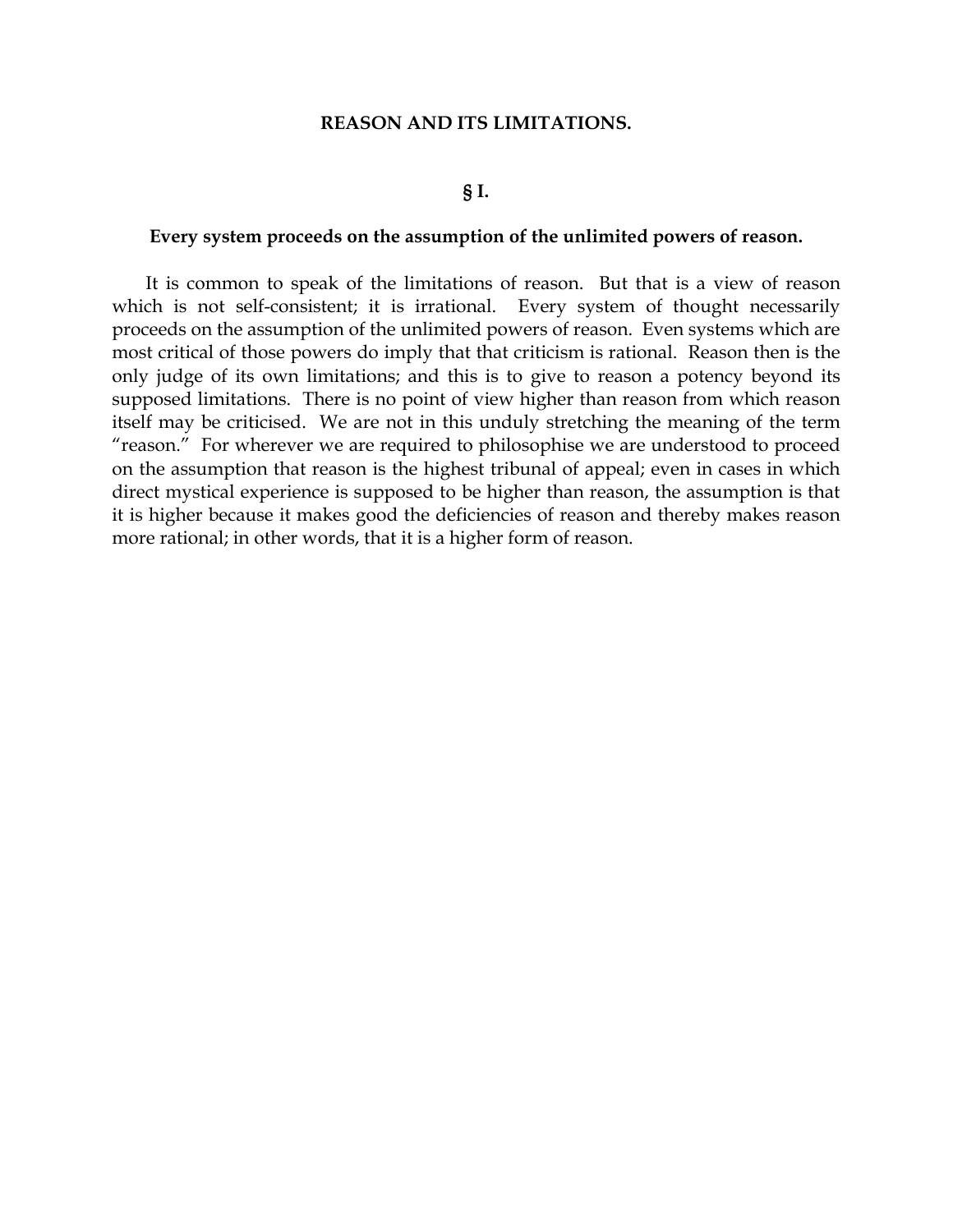# REASON AND ITS LIMITATIONS.

## § I.

### Every system proceeds on the assumption of the unlimited powers of reason.

It is common to speak of the limitations of reason. But that is a view of reason which is not self-consistent; it is irrational. Every system of thought necessarily proceeds on the assumption of the unlimited powers of reason. Even systems which are most critical of those powers do imply that that criticism is rational. Reason then is the only judge of its own limitations; and this is to give to reason a potency beyond its supposed limitations. There is no point of view higher than reason from which reason itself may be criticised. We are not in this unduly stretching the meaning of the term "reason." For wherever we are required to philosophise we are understood to proceed on the assumption that reason is the highest tribunal of appeal; even in cases in which direct mystical experience is supposed to be higher than reason, the assumption is that it is higher because it makes good the deficiencies of reason and thereby makes reason more rational; in other words, that it is a higher form of reason.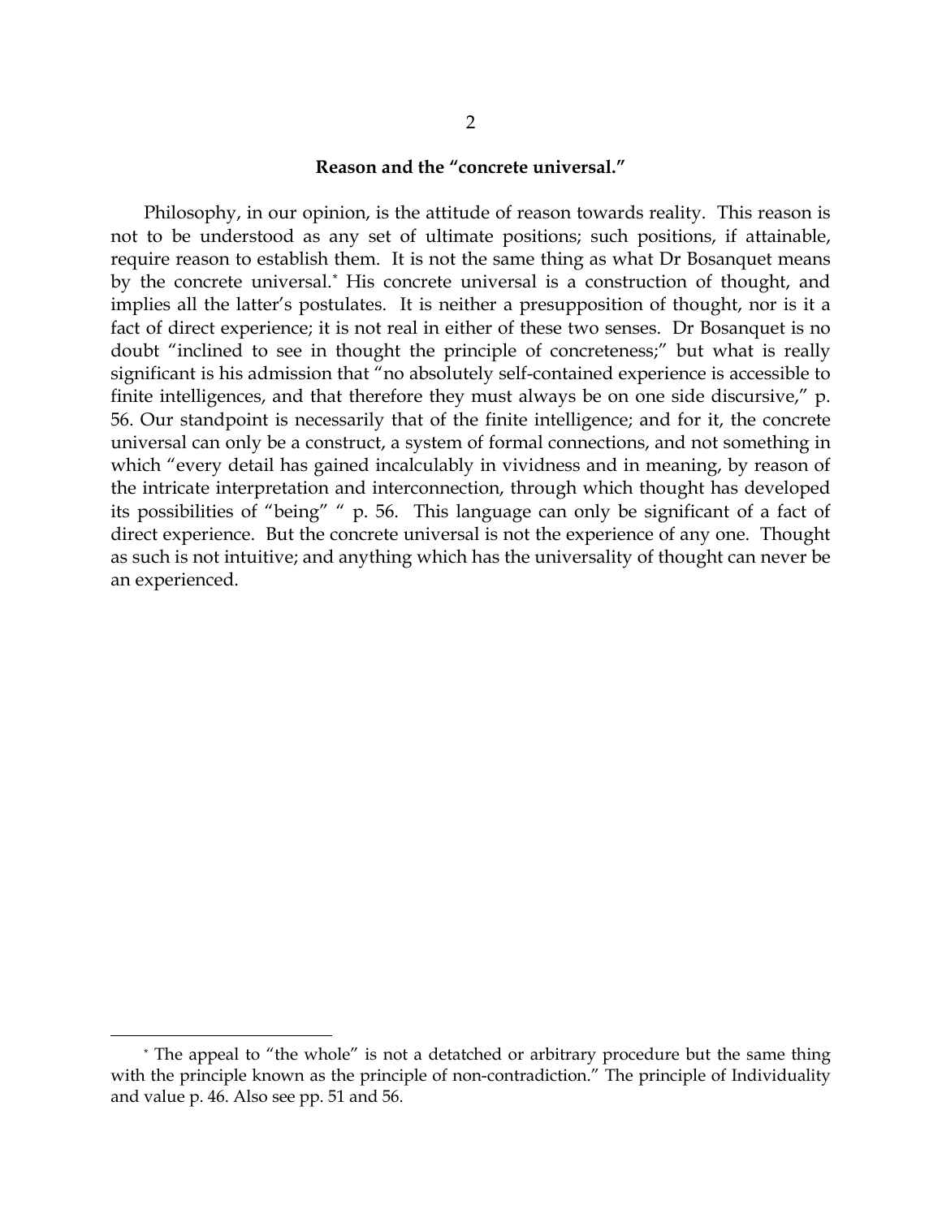### Reason and the "concrete universal."

Philosophy, in our opinion, is the attitude of reason towards reality. This reason is not to be understood as any set of ultimate positions; such positions, if attainable, require reason to establish them. It is not the same thing as what Dr Bosanquet means by the concrete universal.[*] His concrete universal is a construction of thought, and implies all the latter's postulates. It is neither a presupposition of thought, nor is it a fact of direct experience; it is not real in either of these two senses. Dr Bosanquet is no doubt "inclined to see in thought the principle of concreteness;" but what is really significant is his admission that "no absolutely self-contained experience is accessible to finite intelligences, and that therefore they must always be on one side discursive," p. 56. Our standpoint is necessarily that of the finite intelligence; and for it, the concrete universal can only be a construct, a system of formal connections, and not something in which "every detail has gained incalculably in vividness and in meaning, by reason of the intricate interpretation and interconnection, through which thought has developed its possibilities of "being" " p. 56. This language can only be significant of a fact of direct experience. But the concrete universal is not the experience of any one. Thought as such is not intuitive; and anything which has the universality of thought can never be an experienced.

---

[*] The appeal to "the whole" is not a detatched or arbitrary procedure but the same thing with the principle known as the principle of non-contradiction." The principle of Individuality and value p. 46. Also see pp. 51 and 56.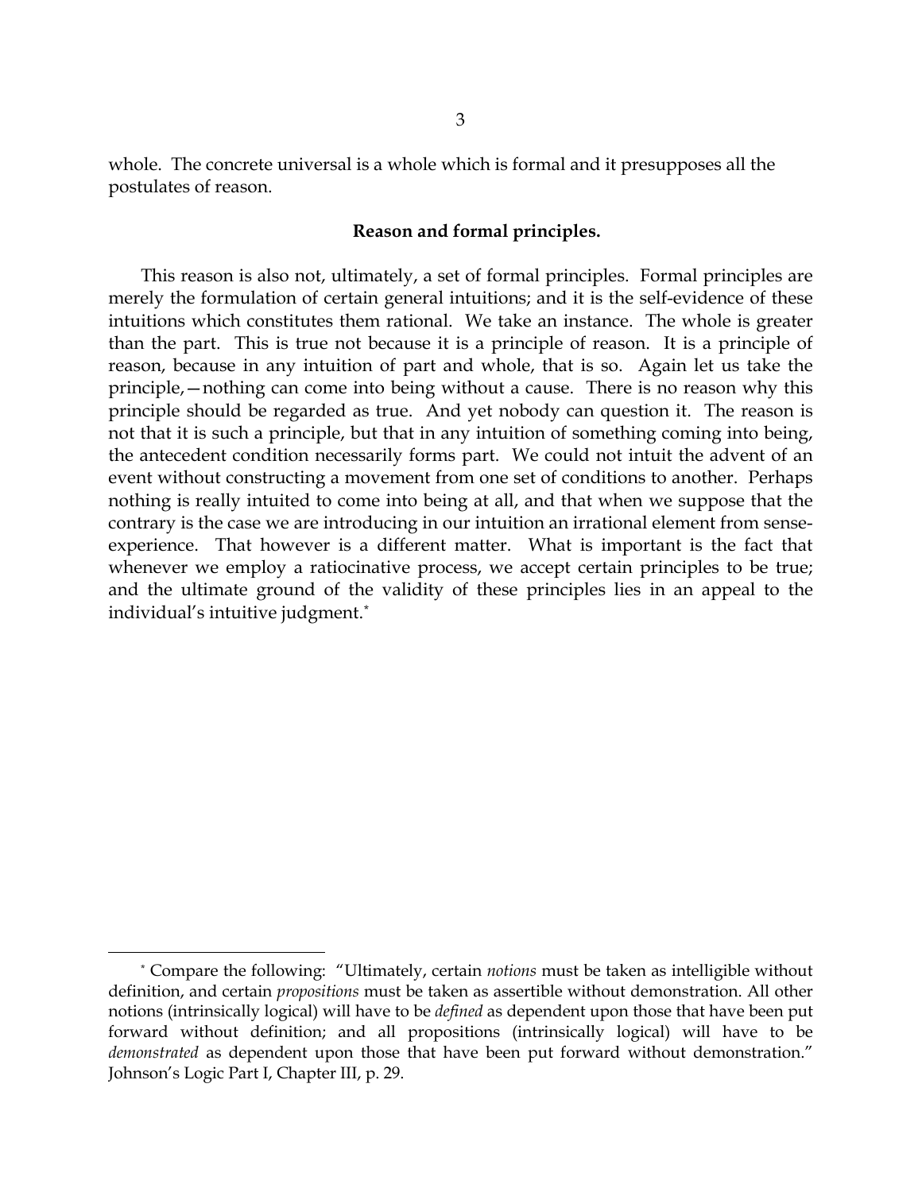whole. The concrete universal is a whole which is formal and it presupposes all the postulates of reason.

### Reason and formal principles.

This reason is also not, ultimately, a set of formal principles. Formal principles are merely the formulation of certain general intuitions; and it is the self-evidence of these intuitions which constitutes them rational. We take an instance. The whole is greater than the part. This is true not because it is a principle of reason. It is a principle of reason, because in any intuition of part and whole, that is so. Again let us take the principle,—nothing can come into being without a cause. There is no reason why this principle should be regarded as true. And yet nobody can question it. The reason is not that it is such a principle, but that in any intuition of something coming into being, the antecedent condition necessarily forms part. We could not intuit the advent of an event without constructing a movement from one set of conditions to another. Perhaps nothing is really intuited to come into being at all, and that when we suppose that the contrary is the case we are introducing in our intuition an irrational element from sense-experience. That however is a different matter. What is important is the fact that whenever we employ a ratiocinative process, we accept certain principles to be true; and the ultimate ground of the validity of these principles lies in an appeal to the individual's intuitive judgment.[*]

---

[*] Compare the following: "Ultimately, certain *notions* must be taken as intelligible without definition, and certain *propositions* must be taken as assertible without demonstration. All other notions (intrinsically logical) will have to be *defined* as dependent upon those that have been put forward without definition; and all propositions (intrinsically logical) will have to be *demonstrated* as dependent upon those that have been put forward without demonstration." Johnson's Logic Part I, Chapter III, p. 29.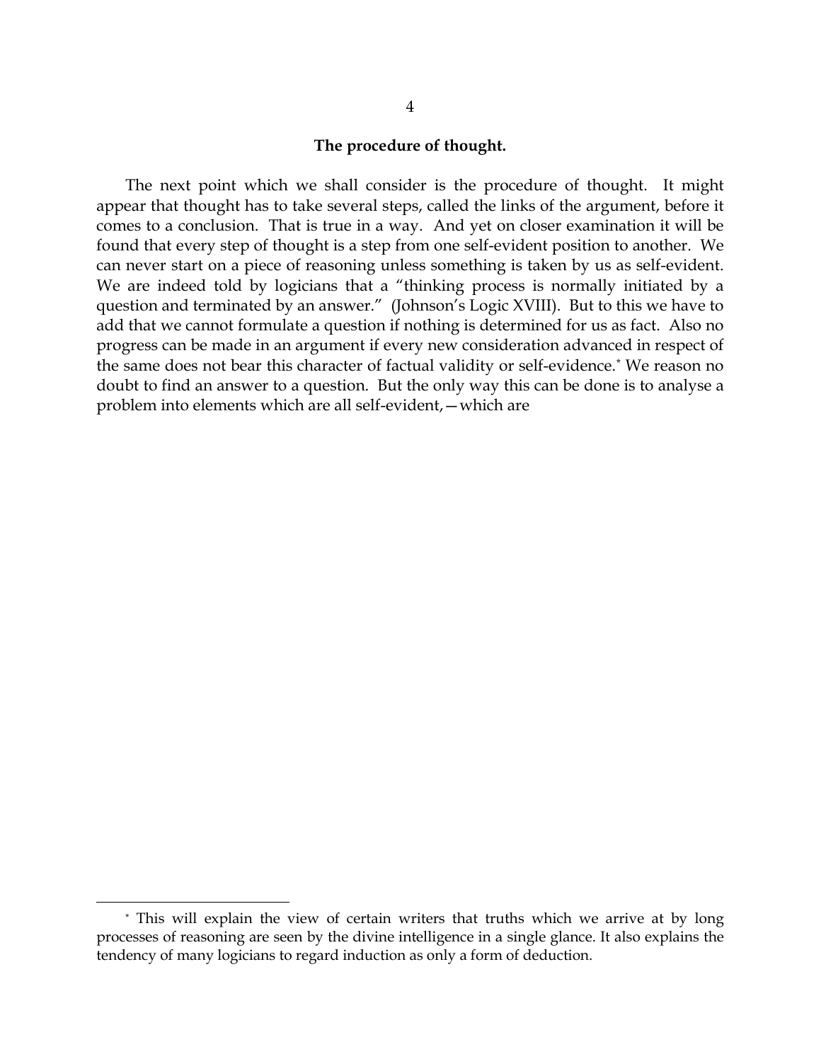## The procedure of thought.

The next point which we shall consider is the procedure of thought. It might appear that thought has to take several steps, called the links of the argument, before it comes to a conclusion. That is true in a way. And yet on closer examination it will be found that every step of thought is a step from one self-evident position to another. We can never start on a piece of reasoning unless something is taken by us as self-evident. We are indeed told by logicians that a "thinking process is normally initiated by a question and terminated by an answer." (Johnson's Logic XVIII). But to this we have to add that we cannot formulate a question if nothing is determined for us as fact. Also no progress can be made in an argument if every new consideration advanced in respect of the same does not bear this character of factual validity or self-evidence.[*] We reason no doubt to find an answer to a question. But the only way this can be done is to analyse a problem into elements which are all self-evident,—which are

[*] This will explain the view of certain writers that truths which we arrive at by long processes of reasoning are seen by the divine intelligence in a single glance. It also explains the tendency of many logicians to regard induction as only a form of deduction.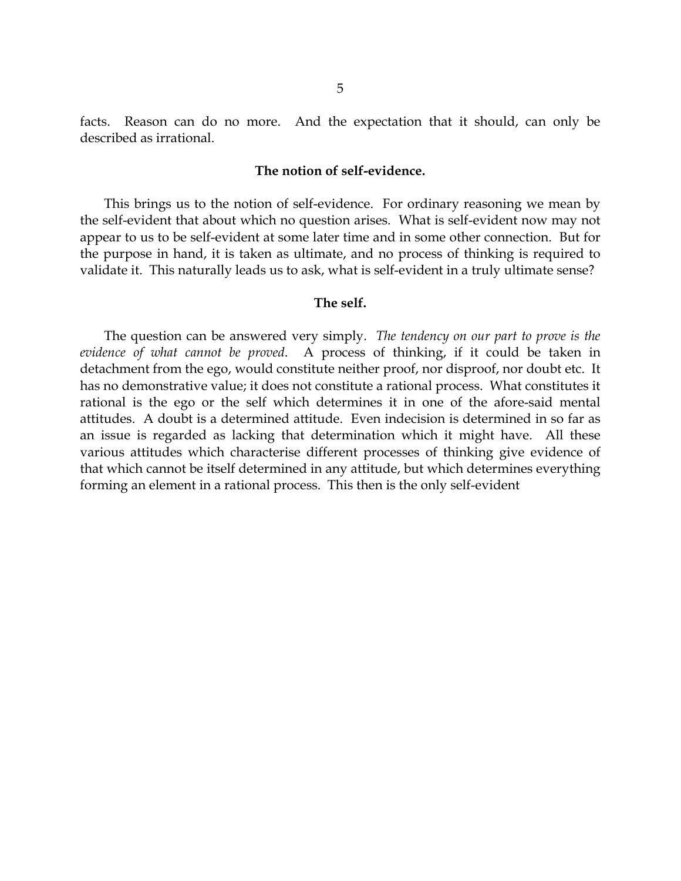facts. Reason can do no more. And the expectation that it should, can only be described as irrational.

### The notion of self-evidence.

This brings us to the notion of self-evidence. For ordinary reasoning we mean by the self-evident that about which no question arises. What is self-evident now may not appear to us to be self-evident at some later time and in some other connection. But for the purpose in hand, it is taken as ultimate, and no process of thinking is required to validate it. This naturally leads us to ask, what is self-evident in a truly ultimate sense?

### The self.

The question can be answered very simply. *The tendency on our part to prove is the evidence of what cannot be proved*. A process of thinking, if it could be taken in detachment from the ego, would constitute neither proof, nor disproof, nor doubt etc. It has no demonstrative value; it does not constitute a rational process. What constitutes it rational is the ego or the self which determines it in one of the afore-said mental attitudes. A doubt is a determined attitude. Even indecision is determined in so far as an issue is regarded as lacking that determination which it might have. All these various attitudes which characterise different processes of thinking give evidence of that which cannot be itself determined in any attitude, but which determines everything forming an element in a rational process. This then is the only self-evident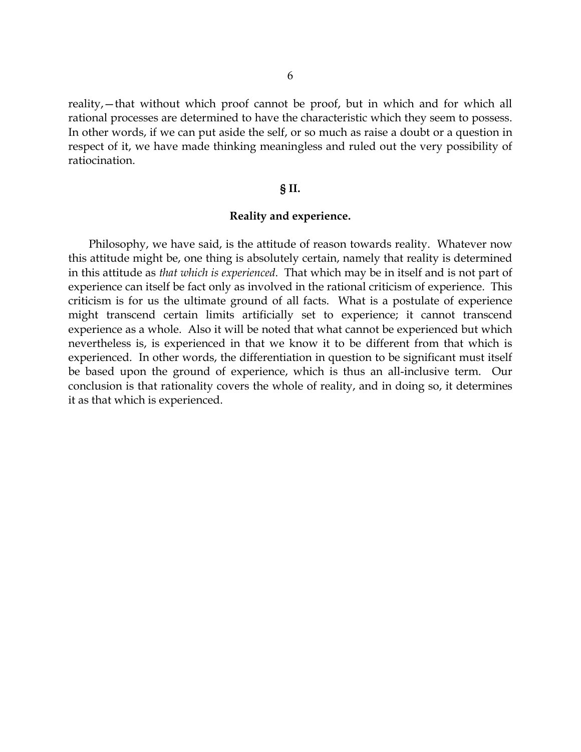reality,—that without which proof cannot be proof, but in which and for which all rational processes are determined to have the characteristic which they seem to possess. In other words, if we can put aside the self, or so much as raise a doubt or a question in respect of it, we have made thinking meaningless and ruled out the very possibility of ratiocination.

## § II.

### Reality and experience.

Philosophy, we have said, is the attitude of reason towards reality. Whatever now this attitude might be, one thing is absolutely certain, namely that reality is determined in this attitude as *that which is experienced*. That which may be in itself and is not part of experience can itself be fact only as involved in the rational criticism of experience. This criticism is for us the ultimate ground of all facts. What is a postulate of experience might transcend certain limits artificially set to experience; it cannot transcend experience as a whole. Also it will be noted that what cannot be experienced but which nevertheless is, is experienced in that we know it to be different from that which is experienced. In other words, the differentiation in question to be significant must itself be based upon the ground of experience, which is thus an all-inclusive term. Our conclusion is that rationality covers the whole of reality, and in doing so, it determines it as that which is experienced.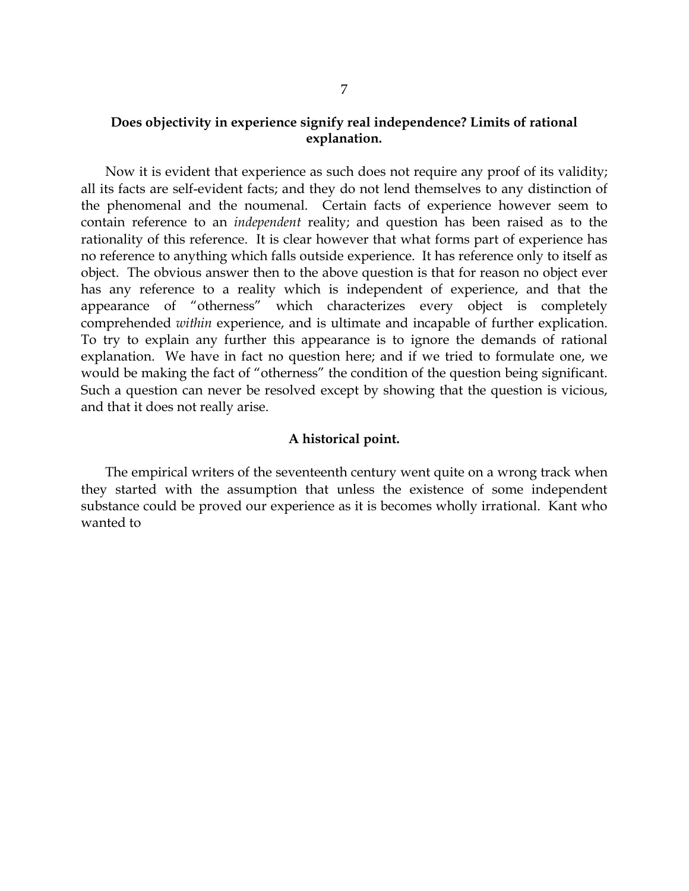### Does objectivity in experience signify real independence? Limits of rational explanation.

Now it is evident that experience as such does not require any proof of its validity; all its facts are self-evident facts; and they do not lend themselves to any distinction of the phenomenal and the noumenal. Certain facts of experience however seem to contain reference to an *independent* reality; and question has been raised as to the rationality of this reference. It is clear however that what forms part of experience has no reference to anything which falls outside experience. It has reference only to itself as object. The obvious answer then to the above question is that for reason no object ever has any reference to a reality which is independent of experience, and that the appearance of "otherness" which characterizes every object is completely comprehended *within* experience, and is ultimate and incapable of further explication. To try to explain any further this appearance is to ignore the demands of rational explanation. We have in fact no question here; and if we tried to formulate one, we would be making the fact of "otherness" the condition of the question being significant. Such a question can never be resolved except by showing that the question is vicious, and that it does not really arise.

### A historical point.

The empirical writers of the seventeenth century went quite on a wrong track when they started with the assumption that unless the existence of some independent substance could be proved our experience as it is becomes wholly irrational. Kant who wanted to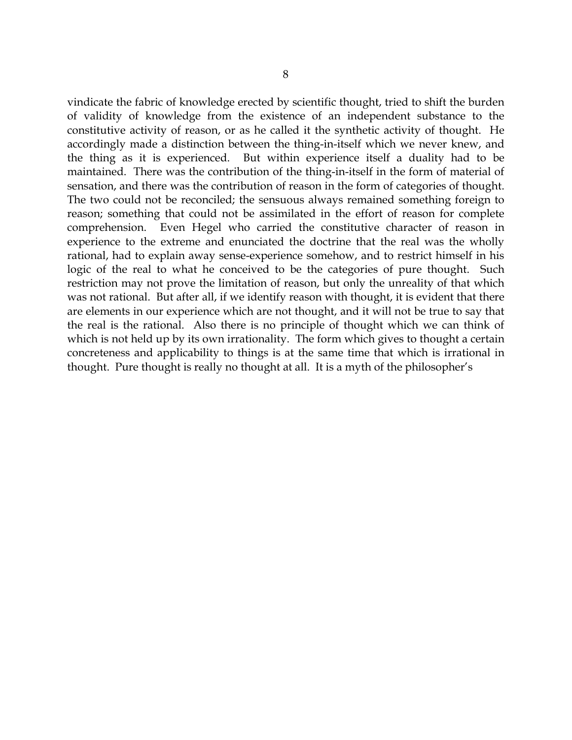vindicate the fabric of knowledge erected by scientific thought, tried to shift the burden of validity of knowledge from the existence of an independent substance to the constitutive activity of reason, or as he called it the synthetic activity of thought. He accordingly made a distinction between the thing-in-itself which we never knew, and the thing as it is experienced. But within experience itself a duality had to be maintained. There was the contribution of the thing-in-itself in the form of material of sensation, and there was the contribution of reason in the form of categories of thought. The two could not be reconciled; the sensuous always remained something foreign to reason; something that could not be assimilated in the effort of reason for complete comprehension. Even Hegel who carried the constitutive character of reason in experience to the extreme and enunciated the doctrine that the real was the wholly rational, had to explain away sense-experience somehow, and to restrict himself in his logic of the real to what he conceived to be the categories of pure thought. Such restriction may not prove the limitation of reason, but only the unreality of that which was not rational. But after all, if we identify reason with thought, it is evident that there are elements in our experience which are not thought, and it will not be true to say that the real is the rational. Also there is no principle of thought which we can think of which is not held up by its own irrationality. The form which gives to thought a certain concreteness and applicability to things is at the same time that which is irrational in thought. Pure thought is really no thought at all. It is a myth of the philosopher's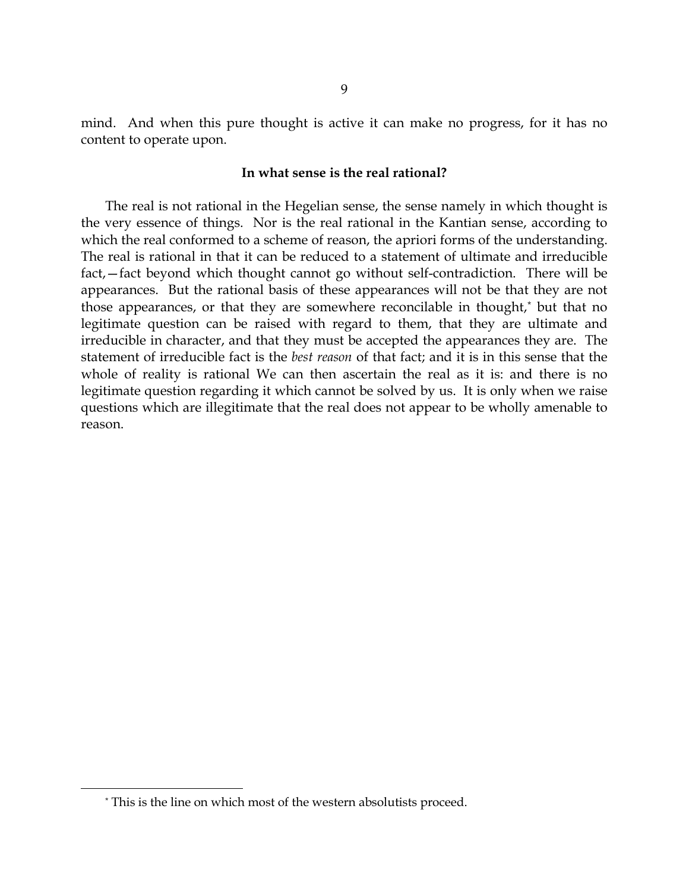mind. And when this pure thought is active it can make no progress, for it has no content to operate upon.

### In what sense is the real rational?

The real is not rational in the Hegelian sense, the sense namely in which thought is the very essence of things. Nor is the real rational in the Kantian sense, according to which the real conformed to a scheme of reason, the apriori forms of the understanding. The real is rational in that it can be reduced to a statement of ultimate and irreducible fact,—fact beyond which thought cannot go without self-contradiction. There will be appearances. But the rational basis of these appearances will not be that they are not those appearances, or that they are somewhere reconcilable in thought,[*] but that no legitimate question can be raised with regard to them, that they are ultimate and irreducible in character, and that they must be accepted the appearances they are. The statement of irreducible fact is the *best reason* of that fact; and it is in this sense that the whole of reality is rational We can then ascertain the real as it is: and there is no legitimate question regarding it which cannot be solved by us. It is only when we raise questions which are illegitimate that the real does not appear to be wholly amenable to reason.

[*] This is the line on which most of the western absolutists proceed.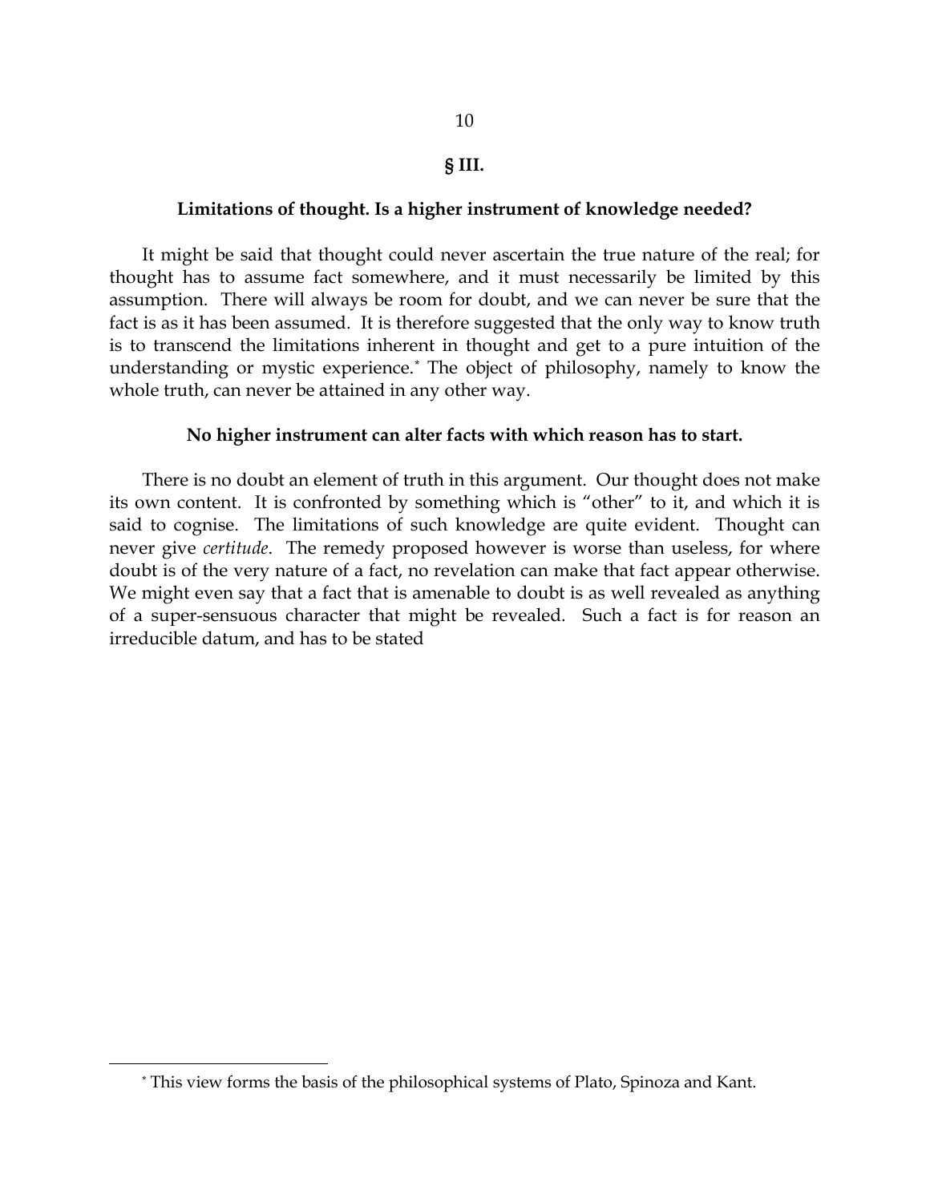## § III.

### Limitations of thought. Is a higher instrument of knowledge needed?

It might be said that thought could never ascertain the true nature of the real; for thought has to assume fact somewhere, and it must necessarily be limited by this assumption. There will always be room for doubt, and we can never be sure that the fact is as it has been assumed. It is therefore suggested that the only way to know truth is to transcend the limitations inherent in thought and get to a pure intuition of the understanding or mystic experience.* The object of philosophy, namely to know the whole truth, can never be attained in any other way.

### No higher instrument can alter facts with which reason has to start.

There is no doubt an element of truth in this argument. Our thought does not make its own content. It is confronted by something which is "other" to it, and which it is said to cognise. The limitations of such knowledge are quite evident. Thought can never give *certitude*. The remedy proposed however is worse than useless, for where doubt is of the very nature of a fact, no revelation can make that fact appear otherwise. We might even say that a fact that is amenable to doubt is as well revealed as anything of a super-sensuous character that might be revealed. Such a fact is for reason an irreducible datum, and has to be stated

---

* This view forms the basis of the philosophical systems of Plato, Spinoza and Kant.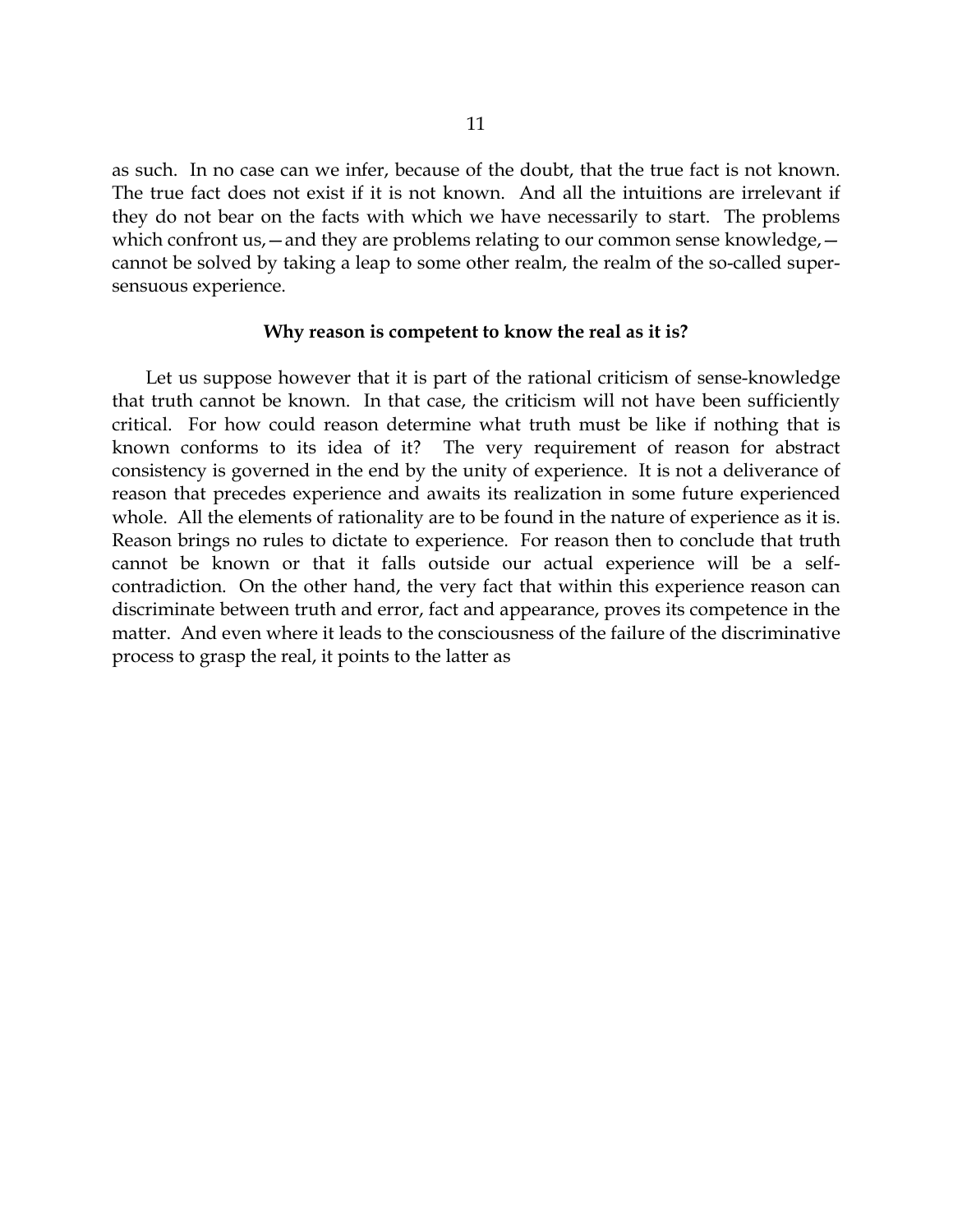as such. In no case can we infer, because of the doubt, that the true fact is not known. The true fact does not exist if it is not known. And all the intuitions are irrelevant if they do not bear on the facts with which we have necessarily to start. The problems which confront us,—and they are problems relating to our common sense knowledge,—cannot be solved by taking a leap to some other realm, the realm of the so-called super-sensuous experience.

**Why reason is competent to know the real as it is?**

Let us suppose however that it is part of the rational criticism of sense-knowledge that truth cannot be known. In that case, the criticism will not have been sufficiently critical. For how could reason determine what truth must be like if nothing that is known conforms to its idea of it? The very requirement of reason for abstract consistency is governed in the end by the unity of experience. It is not a deliverance of reason that precedes experience and awaits its realization in some future experienced whole. All the elements of rationality are to be found in the nature of experience as it is. Reason brings no rules to dictate to experience. For reason then to conclude that truth cannot be known or that it falls outside our actual experience will be a self-contradiction. On the other hand, the very fact that within this experience reason can discriminate between truth and error, fact and appearance, proves its competence in the matter. And even where it leads to the consciousness of the failure of the discriminative process to grasp the real, it points to the latter as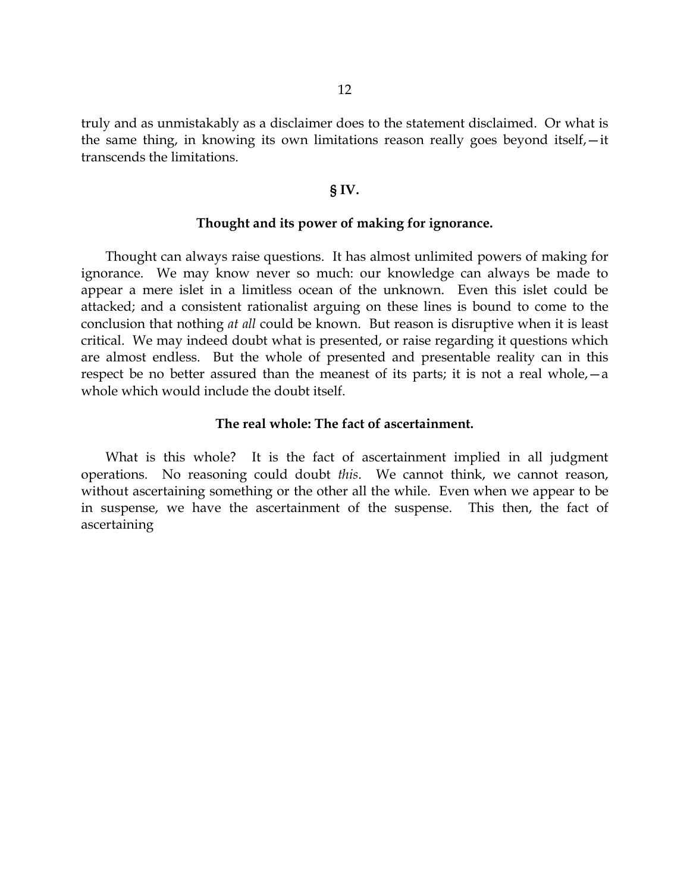truly and as unmistakably as a disclaimer does to the statement disclaimed. Or what is the same thing, in knowing its own limitations reason really goes beyond itself,—it transcends the limitations.

## § IV.

### Thought and its power of making for ignorance.

Thought can always raise questions. It has almost unlimited powers of making for ignorance. We may know never so much: our knowledge can always be made to appear a mere islet in a limitless ocean of the unknown. Even this islet could be attacked; and a consistent rationalist arguing on these lines is bound to come to the conclusion that nothing *at all* could be known. But reason is disruptive when it is least critical. We may indeed doubt what is presented, or raise regarding it questions which are almost endless. But the whole of presented and presentable reality can in this respect be no better assured than the meanest of its parts; it is not a real whole,—a whole which would include the doubt itself.

### The real whole: The fact of ascertainment.

What is this whole? It is the fact of ascertainment implied in all judgment operations. No reasoning could doubt *this*. We cannot think, we cannot reason, without ascertaining something or the other all the while. Even when we appear to be in suspense, we have the ascertainment of the suspense. This then, the fact of ascertaining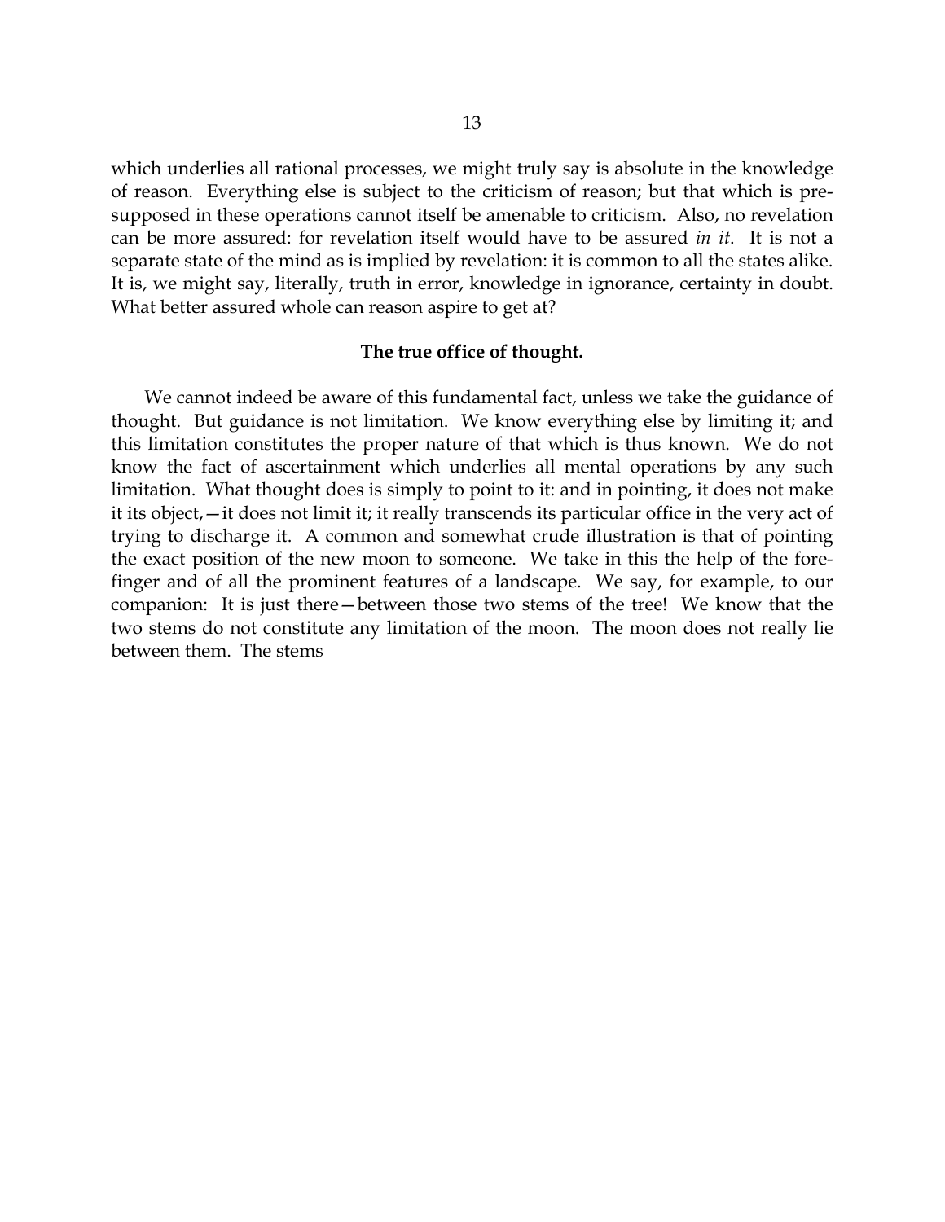which underlies all rational processes, we might truly say is absolute in the knowledge of reason. Everything else is subject to the criticism of reason; but that which is presupposed in these operations cannot itself be amenable to criticism. Also, no revelation can be more assured: for revelation itself would have to be assured *in it*. It is not a separate state of the mind as is implied by revelation: it is common to all the states alike. It is, we might say, literally, truth in error, knowledge in ignorance, certainty in doubt. What better assured whole can reason aspire to get at?

**The true office of thought.**

We cannot indeed be aware of this fundamental fact, unless we take the guidance of thought. But guidance is not limitation. We know everything else by limiting it; and this limitation constitutes the proper nature of that which is thus known. We do not know the fact of ascertainment which underlies all mental operations by any such limitation. What thought does is simply to point to it: and in pointing, it does not make it its object,—it does not limit it; it really transcends its particular office in the very act of trying to discharge it. A common and somewhat crude illustration is that of pointing the exact position of the new moon to someone. We take in this the help of the forefinger and of all the prominent features of a landscape. We say, for example, to our companion: It is just there—between those two stems of the tree! We know that the two stems do not constitute any limitation of the moon. The moon does not really lie between them. The stems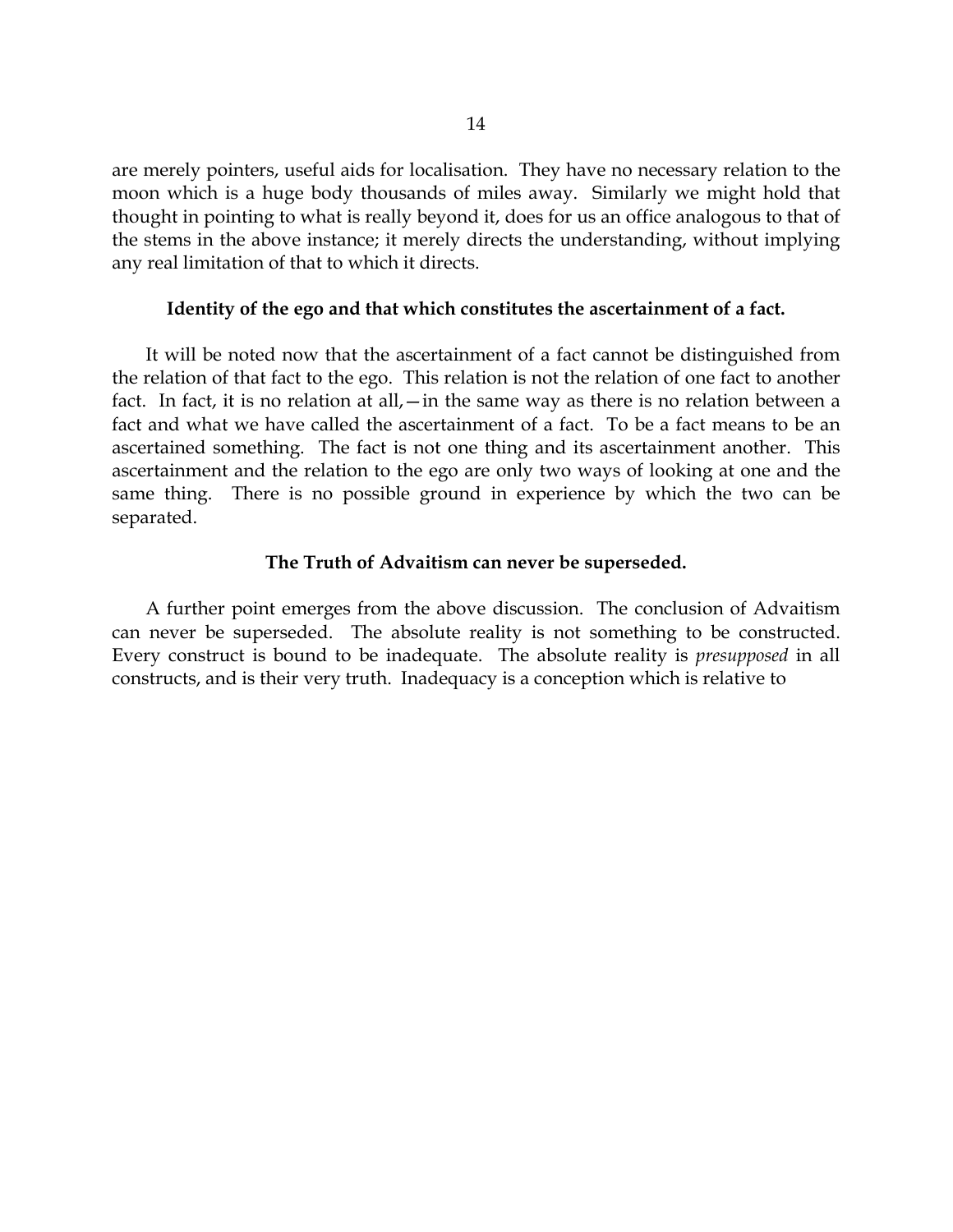are merely pointers, useful aids for localisation. They have no necessary relation to the moon which is a huge body thousands of miles away. Similarly we might hold that thought in pointing to what is really beyond it, does for us an office analogous to that of the stems in the above instance; it merely directs the understanding, without implying any real limitation of that to which it directs.

**Identity of the ego and that which constitutes the ascertainment of a fact.**

It will be noted now that the ascertainment of a fact cannot be distinguished from the relation of that fact to the ego. This relation is not the relation of one fact to another fact. In fact, it is no relation at all,—in the same way as there is no relation between a fact and what we have called the ascertainment of a fact. To be a fact means to be an ascertained something. The fact is not one thing and its ascertainment another. This ascertainment and the relation to the ego are only two ways of looking at one and the same thing. There is no possible ground in experience by which the two can be separated.

**The Truth of Advaitism can never be superseded.**

A further point emerges from the above discussion. The conclusion of Advaitism can never be superseded. The absolute reality is not something to be constructed. Every construct is bound to be inadequate. The absolute reality is *presupposed* in all constructs, and is their very truth. Inadequacy is a conception which is relative to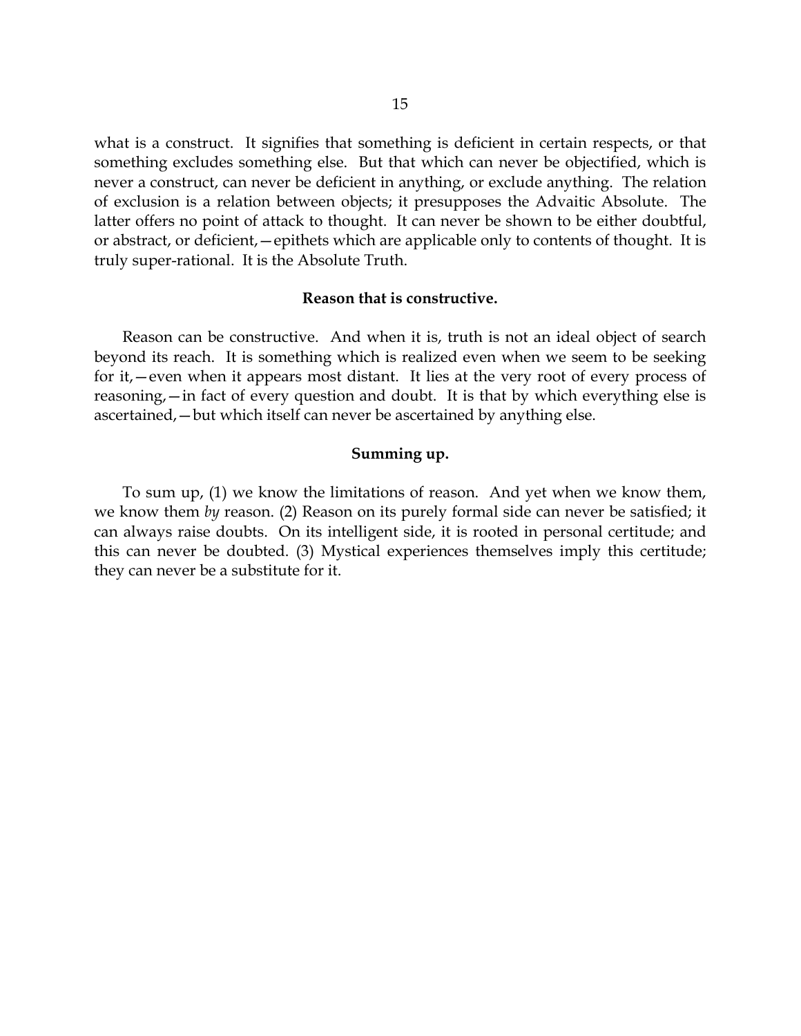what is a construct. It signifies that something is deficient in certain respects, or that something excludes something else. But that which can never be objectified, which is never a construct, can never be deficient in anything, or exclude anything. The relation of exclusion is a relation between objects; it presupposes the Advaitic Absolute. The latter offers no point of attack to thought. It can never be shown to be either doubtful, or abstract, or deficient,—epithets which are applicable only to contents of thought. It is truly super-rational. It is the Absolute Truth.

### Reason that is constructive.

Reason can be constructive. And when it is, truth is not an ideal object of search beyond its reach. It is something which is realized even when we seem to be seeking for it,—even when it appears most distant. It lies at the very root of every process of reasoning,—in fact of every question and doubt. It is that by which everything else is ascertained,—but which itself can never be ascertained by anything else.

### Summing up.

To sum up, (1) we know the limitations of reason. And yet when we know them, we know them *by* reason. (2) Reason on its purely formal side can never be satisfied; it can always raise doubts. On its intelligent side, it is rooted in personal certitude; and this can never be doubted. (3) Mystical experiences themselves imply this certitude; they can never be a substitute for it.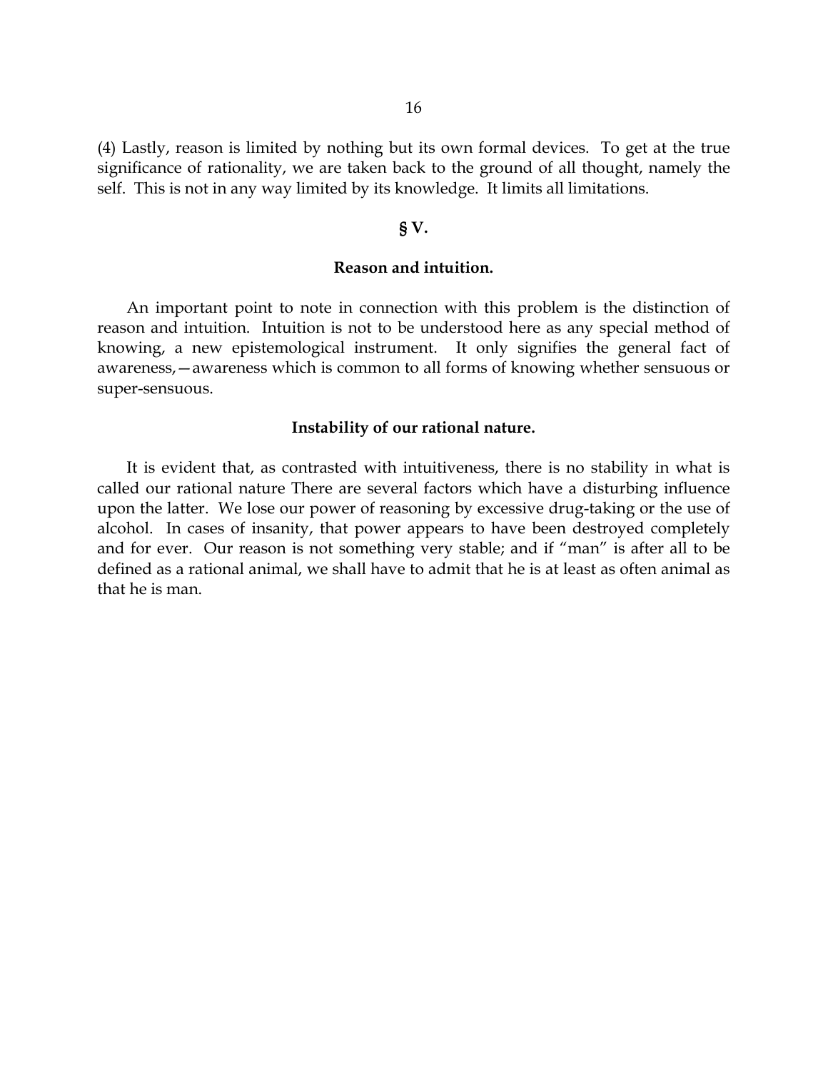(4) Lastly, reason is limited by nothing but its own formal devices. To get at the true significance of rationality, we are taken back to the ground of all thought, namely the self. This is not in any way limited by its knowledge. It limits all limitations.

## § V.

### Reason and intuition.

An important point to note in connection with this problem is the distinction of reason and intuition. Intuition is not to be understood here as any special method of knowing, a new epistemological instrument. It only signifies the general fact of awareness,—awareness which is common to all forms of knowing whether sensuous or super-sensuous.

### Instability of our rational nature.

It is evident that, as contrasted with intuitiveness, there is no stability in what is called our rational nature There are several factors which have a disturbing influence upon the latter. We lose our power of reasoning by excessive drug-taking or the use of alcohol. In cases of insanity, that power appears to have been destroyed completely and for ever. Our reason is not something very stable; and if "man" is after all to be defined as a rational animal, we shall have to admit that he is at least as often animal as that he is man.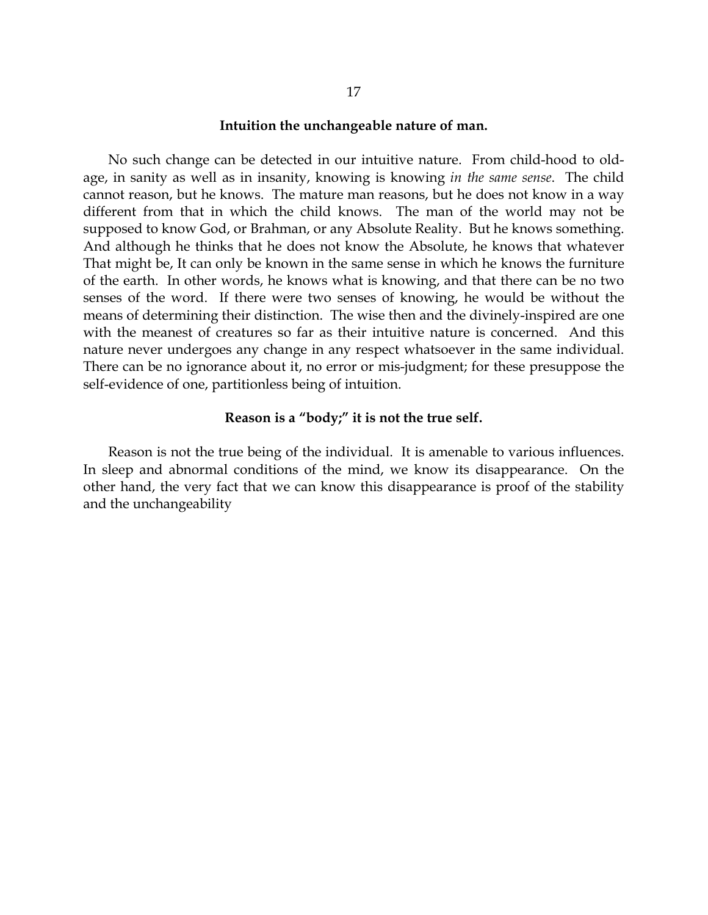### Intuition the unchangeable nature of man.

No such change can be detected in our intuitive nature. From child-hood to old-age, in sanity as well as in insanity, knowing is knowing *in the same sense*. The child cannot reason, but he knows. The mature man reasons, but he does not know in a way different from that in which the child knows. The man of the world may not be supposed to know God, or Brahman, or any Absolute Reality. But he knows something. And although he thinks that he does not know the Absolute, he knows that whatever That might be, It can only be known in the same sense in which he knows the furniture of the earth. In other words, he knows what is knowing, and that there can be no two senses of the word. If there were two senses of knowing, he would be without the means of determining their distinction. The wise then and the divinely-inspired are one with the meanest of creatures so far as their intuitive nature is concerned. And this nature never undergoes any change in any respect whatsoever in the same individual. There can be no ignorance about it, no error or mis-judgment; for these presuppose the self-evidence of one, partitionless being of intuition.

### Reason is a "body;" it is not the true self.

Reason is not the true being of the individual. It is amenable to various influences. In sleep and abnormal conditions of the mind, we know its disappearance. On the other hand, the very fact that we can know this disappearance is proof of the stability and the unchangeability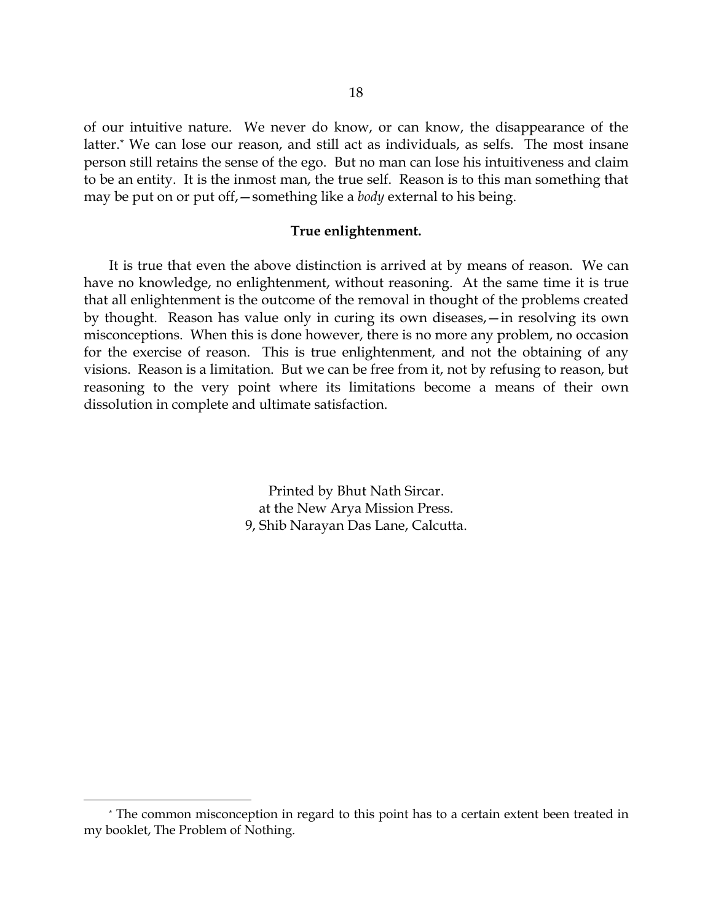of our intuitive nature. We never do know, or can know, the disappearance of the latter.* We can lose our reason, and still act as individuals, as selfs. The most insane person still retains the sense of the ego. But no man can lose his intuitiveness and claim to be an entity. It is the inmost man, the true self. Reason is to this man something that may be put on or put off,—something like a *body* external to his being.

**True enlightenment.**

It is true that even the above distinction is arrived at by means of reason. We can have no knowledge, no enlightenment, without reasoning. At the same time it is true that all enlightenment is the outcome of the removal in thought of the problems created by thought. Reason has value only in curing its own diseases,—in resolving its own misconceptions. When this is done however, there is no more any problem, no occasion for the exercise of reason. This is true enlightenment, and not the obtaining of any visions. Reason is a limitation. But we can be free from it, not by refusing to reason, but reasoning to the very point where its limitations become a means of their own dissolution in complete and ultimate satisfaction.

Printed by Bhut Nath Sircar.
at the New Arya Mission Press.
9, Shib Narayan Das Lane, Calcutta.

* The common misconception in regard to this point has to a certain extent been treated in my booklet, The Problem of Nothing.